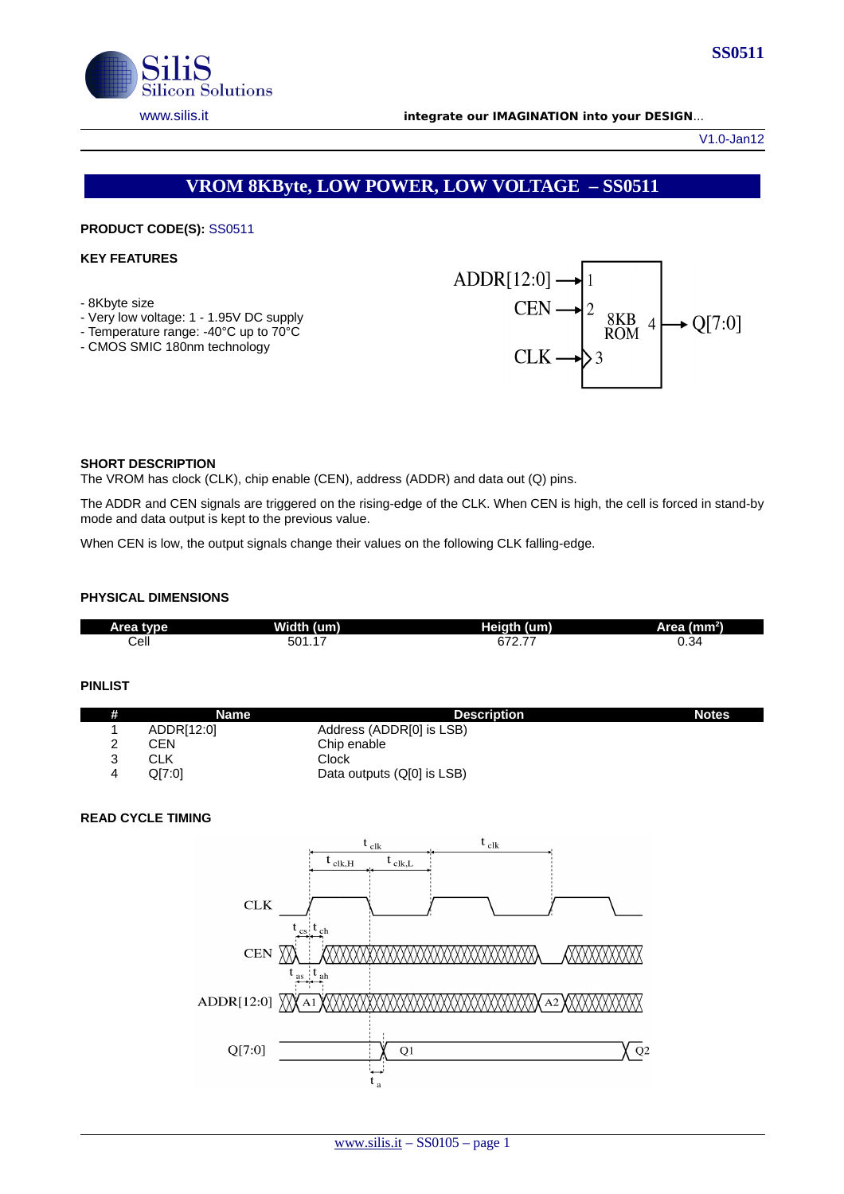**SS0511**

SiliS Silicon Solutions

www.silis.it **integrate our IMAGINATION into your DESIGN**...

V1.0-Jan12

# VROM 8KByte, LOW POWER, LOW VOLTAGE – SS0511

**PRODUCT CODE(S):** SS0511

**KEY FEATURES**

- 8Kbyte size
- Very low voltage: 1 - 1.95V DC supply
- Temperature range: -40°C up to 70°C
- CMOS SMIC 180nm technology

**SHORT DESCRIPTION**

The VROM has clock (CLK), chip enable (CEN), address (ADDR) and data out (Q) pins.

The ADDR and CEN signals are triggered on the rising-edge of the CLK. When CEN is high, the cell is forced in stand-by mode and data output is kept to the previous value.

When CEN is low, the output signals change their values on the following CLK falling-edge.

**PHYSICAL DIMENSIONS**

| Area type | Width (um) | Heigth (um) | Area (mm$^2$) |
|---|---|---|---|
| Cell | 501.17 | 672.77 | 0.34 |

**PINLIST**

| # | Name | Description | Notes |
|---|---|---|---|
| 1 | ADDR[12:0] | Address (ADDR[0] is LSB) | |
| 2 | CEN | Chip enable | |
| 3 | CLK | Clock | |
| 4 | Q[7:0] | Data outputs (Q[0] is LSB) | |

**READ CYCLE TIMING**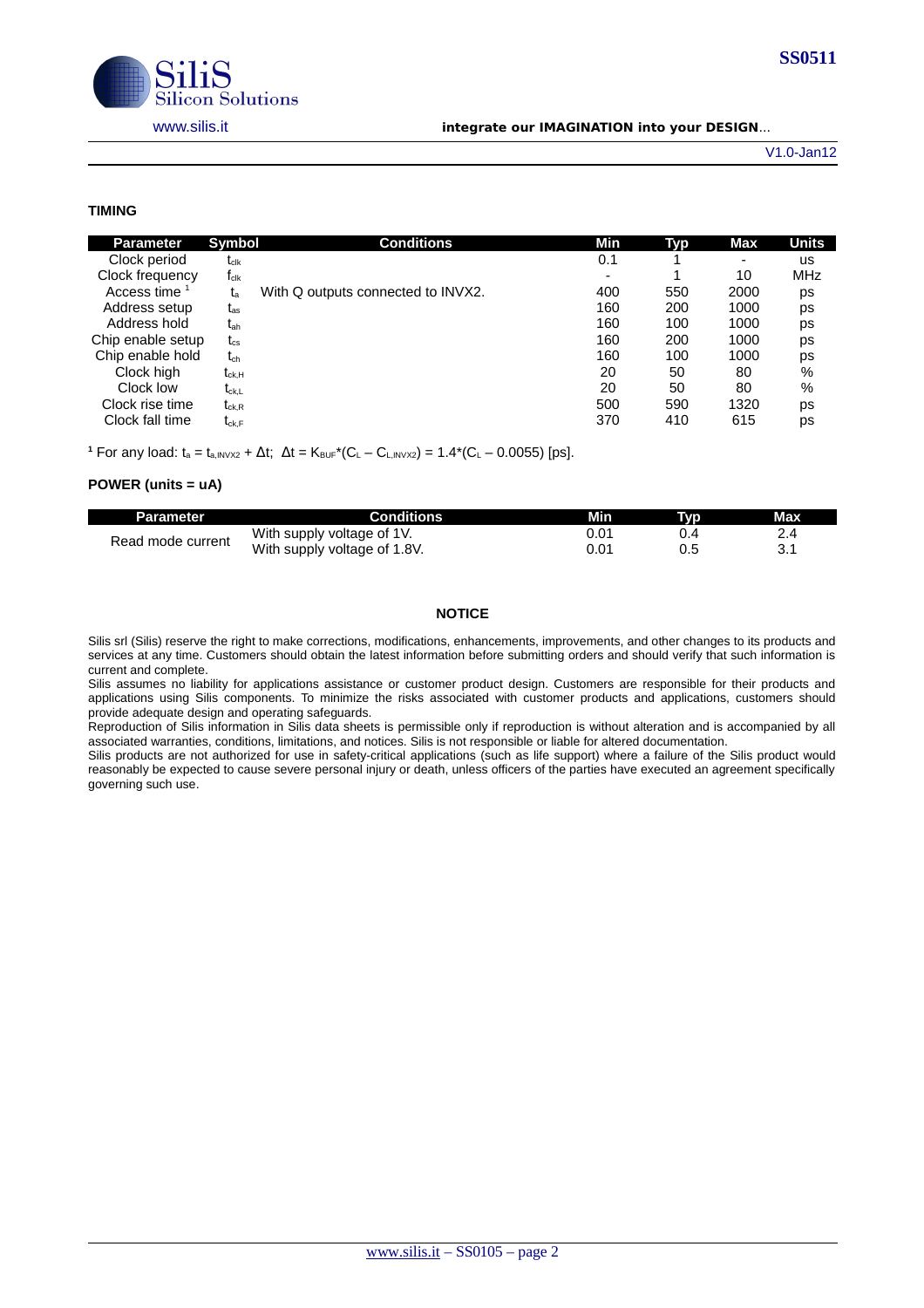## TIMING

| Parameter | Symbol | Conditions | Min | Typ | Max | Units |
|---|---|---|---|---|---|---|
| Clock period | $t_{clk}$ | | 0.1 | 1 | - | us |
| Clock frequency | $f_{clk}$ | | - | 1 | 10 | MHz |
| Access time [1] | $t_a$ | With Q outputs connected to INVX2. | 400 | 550 | 2000 | ps |
| Address setup | $t_{as}$ | | 160 | 200 | 1000 | ps |
| Address hold | $t_{ah}$ | | 160 | 100 | 1000 | ps |
| Chip enable setup | $t_{cs}$ | | 160 | 200 | 1000 | ps |
| Chip enable hold | $t_{ch}$ | | 160 | 100 | 1000 | ps |
| Clock high | $t_{ck,H}$ | | 20 | 50 | 80 | % |
| Clock low | $t_{ck,L}$ | | 20 | 50 | 80 | % |
| Clock rise time | $t_{ck,R}$ | | 500 | 590 | 1320 | ps |
| Clock fall time | $t_{ck,F}$ | | 370 | 410 | 615 | ps |

[1] For any load: $t_a = t_{a,INVX2} + \Delta t$; $\Delta t = K_{BUF}*(C_L - C_{L,INVX2}) = 1.4*(C_L - 0.0055)$ [ps].

## POWER (units = uA)

| Parameter | Conditions | Min | Typ | Max |
|---|---|---|---|---|
| Read mode current | With supply voltage of 1V. | 0.01 | 0.4 | 2.4 |
| | With supply voltage of 1.8V. | 0.01 | 0.5 | 3.1 |

## NOTICE

Silis srl (Silis) reserve the right to make corrections, modifications, enhancements, improvements, and other changes to its products and services at any time. Customers should obtain the latest information before submitting orders and should verify that such information is current and complete.

Silis assumes no liability for applications assistance or customer product design. Customers are responsible for their products and applications using Silis components. To minimize the risks associated with customer products and applications, customers should provide adequate design and operating safeguards.

Reproduction of Silis information in Silis data sheets is permissible only if reproduction is without alteration and is accompanied by all associated warranties, conditions, limitations, and notices. Silis is not responsible or liable for altered documentation.

Silis products are not authorized for use in safety-critical applications (such as life support) where a failure of the Silis product would reasonably be expected to cause severe personal injury or death, unless officers of the parties have executed an agreement specifically governing such use.